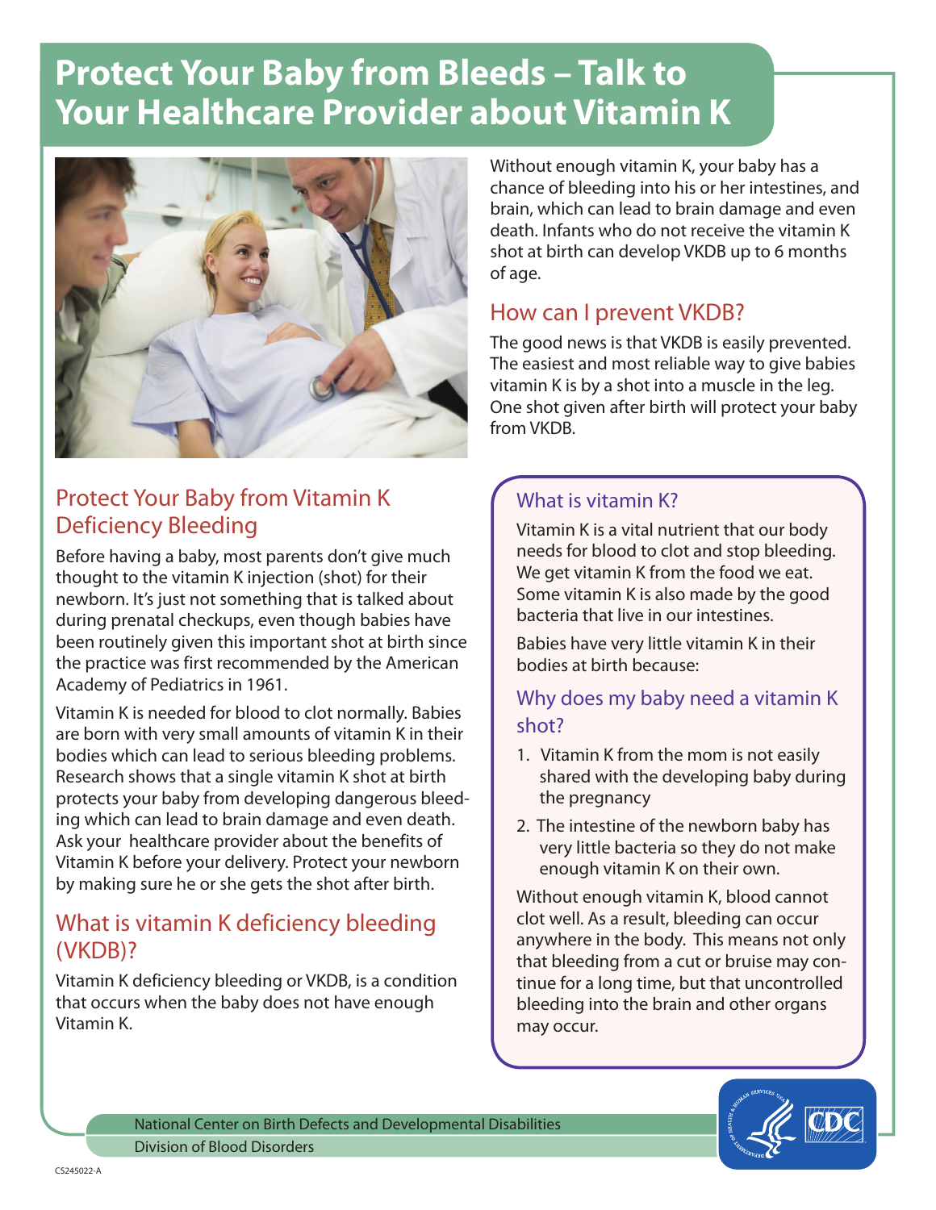# Protect Your Baby from Bleeds – Talk to Your Healthcare Provider about Vitamin K

## Protect Your Baby from Vitamin K Deficiency Bleeding

Before having a baby, most parents don't give much thought to the vitamin K injection (shot) for their newborn. It's just not something that is talked about during prenatal checkups, even though babies have been routinely given this important shot at birth since the practice was first recommended by the American Academy of Pediatrics in 1961.

Vitamin K is needed for blood to clot normally. Babies are born with very small amounts of vitamin K in their bodies which can lead to serious bleeding problems. Research shows that a single vitamin K shot at birth protects your baby from developing dangerous bleeding which can lead to brain damage and even death. Ask your healthcare provider about the benefits of Vitamin K before your delivery. Protect your newborn by making sure he or she gets the shot after birth.

## What is vitamin K deficiency bleeding (VKDB)?

Vitamin K deficiency bleeding or VKDB, is a condition that occurs when the baby does not have enough Vitamin K.

Without enough vitamin K, your baby has a chance of bleeding into his or her intestines, and brain, which can lead to brain damage and even death. Infants who do not receive the vitamin K shot at birth can develop VKDB up to 6 months of age.

## How can I prevent VKDB?

The good news is that VKDB is easily prevented. The easiest and most reliable way to give babies vitamin K is by a shot into a muscle in the leg. One shot given after birth will protect your baby from VKDB.

### What is vitamin K?

Vitamin K is a vital nutrient that our body needs for blood to clot and stop bleeding. We get vitamin K from the food we eat. Some vitamin K is also made by the good bacteria that live in our intestines.

Babies have very little vitamin K in their bodies at birth because:

### Why does my baby need a vitamin K shot?

1. Vitamin K from the mom is not easily shared with the developing baby during the pregnancy
2. The intestine of the newborn baby has very little bacteria so they do not make enough vitamin K on their own.

Without enough vitamin K, blood cannot clot well. As a result, bleeding can occur anywhere in the body. This means not only that bleeding from a cut or bruise may continue for a long time, but that uncontrolled bleeding into the brain and other organs may occur.

National Center on Birth Defects and Developmental Disabilities
Division of Blood Disorders

CS245022-A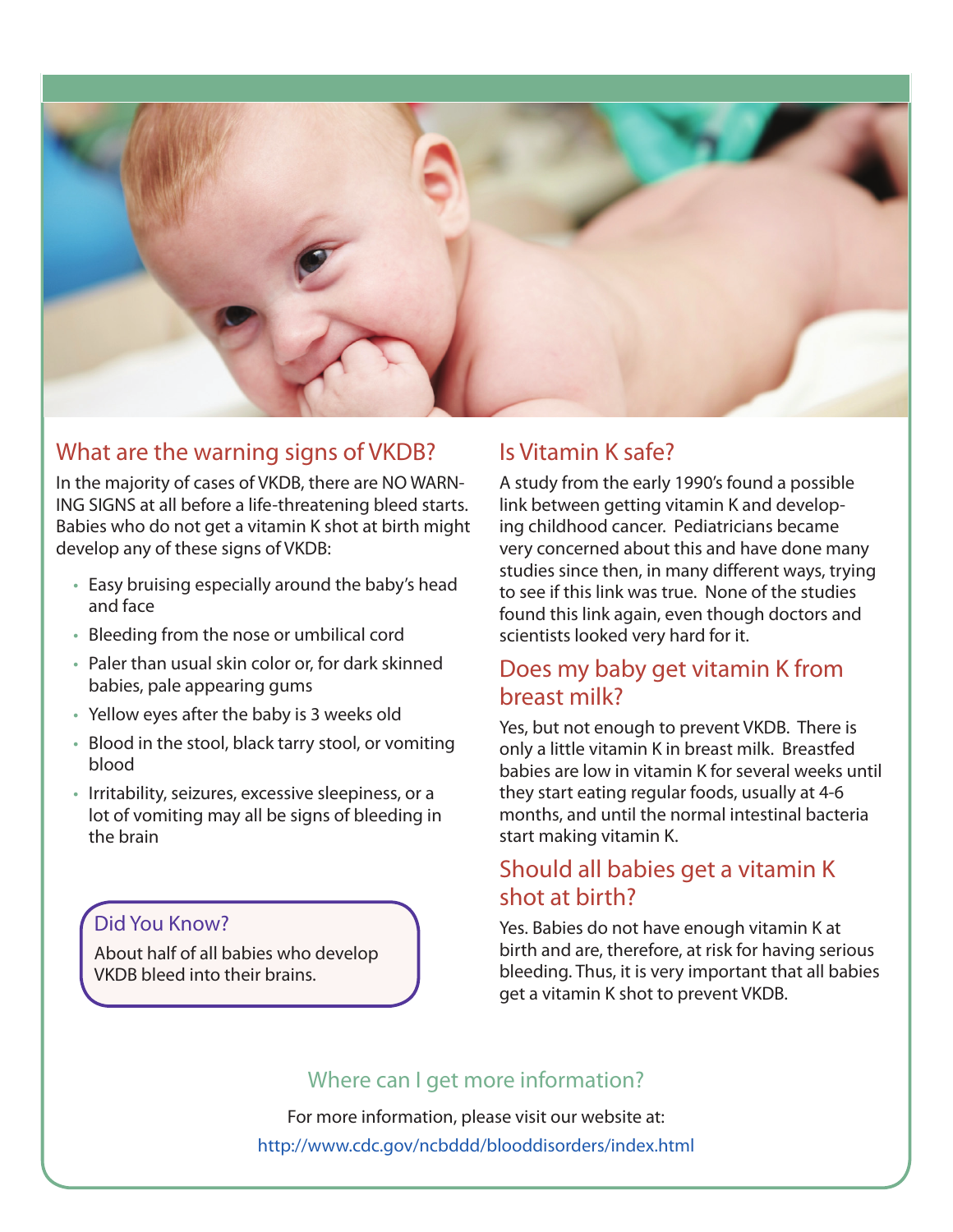## What are the warning signs of VKDB?

In the majority of cases of VKDB, there are NO WARNING SIGNS at all before a life-threatening bleed starts. Babies who do not get a vitamin K shot at birth might develop any of these signs of VKDB:

- Easy bruising especially around the baby's head and face
- Bleeding from the nose or umbilical cord
- Paler than usual skin color or, for dark skinned babies, pale appearing gums
- Yellow eyes after the baby is 3 weeks old
- Blood in the stool, black tarry stool, or vomiting blood
- Irritability, seizures, excessive sleepiness, or a lot of vomiting may all be signs of bleeding in the brain

> **Did You Know?**
>
> About half of all babies who develop VKDB bleed into their brains.

## Is Vitamin K safe?

A study from the early 1990's found a possible link between getting vitamin K and developing childhood cancer. Pediatricians became very concerned about this and have done many studies since then, in many different ways, trying to see if this link was true. None of the studies found this link again, even though doctors and scientists looked very hard for it.

## Does my baby get vitamin K from breast milk?

Yes, but not enough to prevent VKDB. There is only a little vitamin K in breast milk. Breastfed babies are low in vitamin K for several weeks until they start eating regular foods, usually at 4-6 months, and until the normal intestinal bacteria start making vitamin K.

## Should all babies get a vitamin K shot at birth?

Yes. Babies do not have enough vitamin K at birth and are, therefore, at risk for having serious bleeding. Thus, it is very important that all babies get a vitamin K shot to prevent VKDB.

## Where can I get more information?

For more information, please visit our website at:

http://www.cdc.gov/ncbddd/blooddisorders/index.html